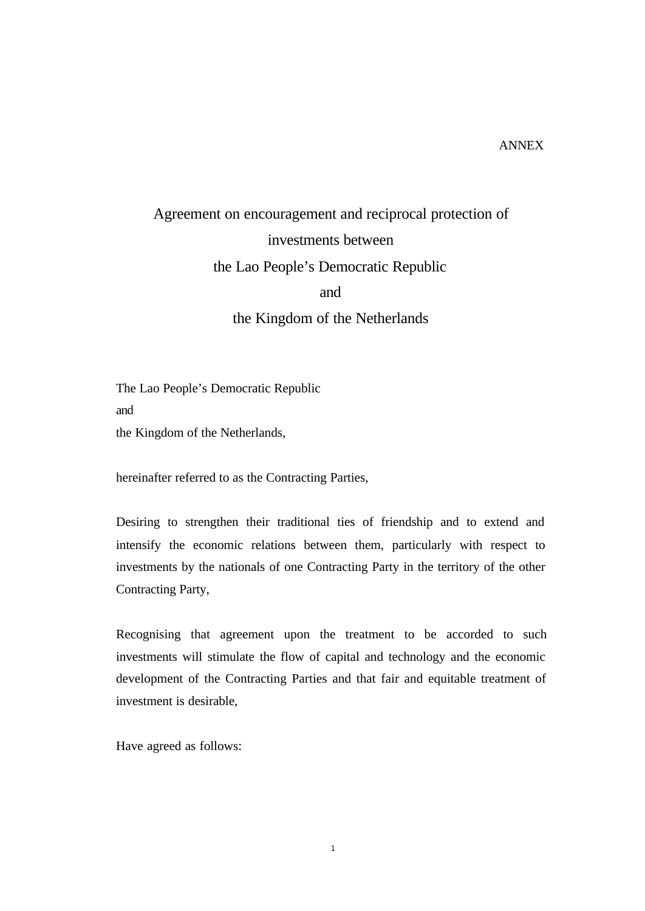ANNEX

# Agreement on encouragement and reciprocal protection of investments between the Lao People's Democratic Republic and the Kingdom of the Netherlands

The Lao People's Democratic Republic
and
the Kingdom of the Netherlands,

hereinafter referred to as the Contracting Parties,

Desiring to strengthen their traditional ties of friendship and to extend and intensify the economic relations between them, particularly with respect to investments by the nationals of one Contracting Party in the territory of the other Contracting Party,

Recognising that agreement upon the treatment to be accorded to such investments will stimulate the flow of capital and technology and the economic development of the Contracting Parties and that fair and equitable treatment of investment is desirable,

Have agreed as follows: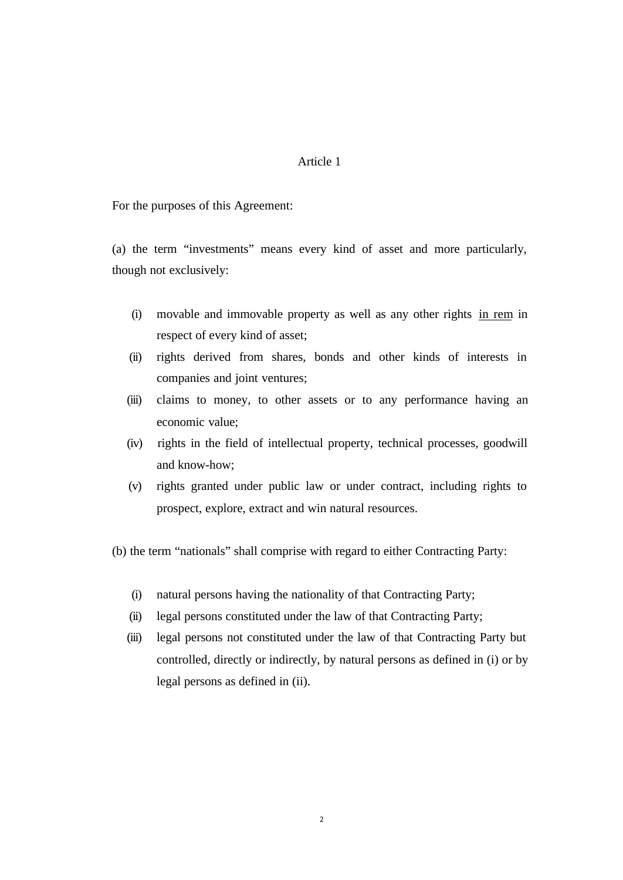## Article 1

For the purposes of this Agreement:

(a) the term “investments” means every kind of asset and more particularly, though not exclusively:

- (i) movable and immovable property as well as any other rights <u>in rem</u> in respect of every kind of asset;
- (ii) rights derived from shares, bonds and other kinds of interests in companies and joint ventures;
- (iii) claims to money, to other assets or to any performance having an economic value;
- (iv) rights in the field of intellectual property, technical processes, goodwill and know-how;
- (v) rights granted under public law or under contract, including rights to prospect, explore, extract and win natural resources.

(b) the term “nationals” shall comprise with regard to either Contracting Party:

- (i) natural persons having the nationality of that Contracting Party;
- (ii) legal persons constituted under the law of that Contracting Party;
- (iii) legal persons not constituted under the law of that Contracting Party but controlled, directly or indirectly, by natural persons as defined in (i) or by legal persons as defined in (ii).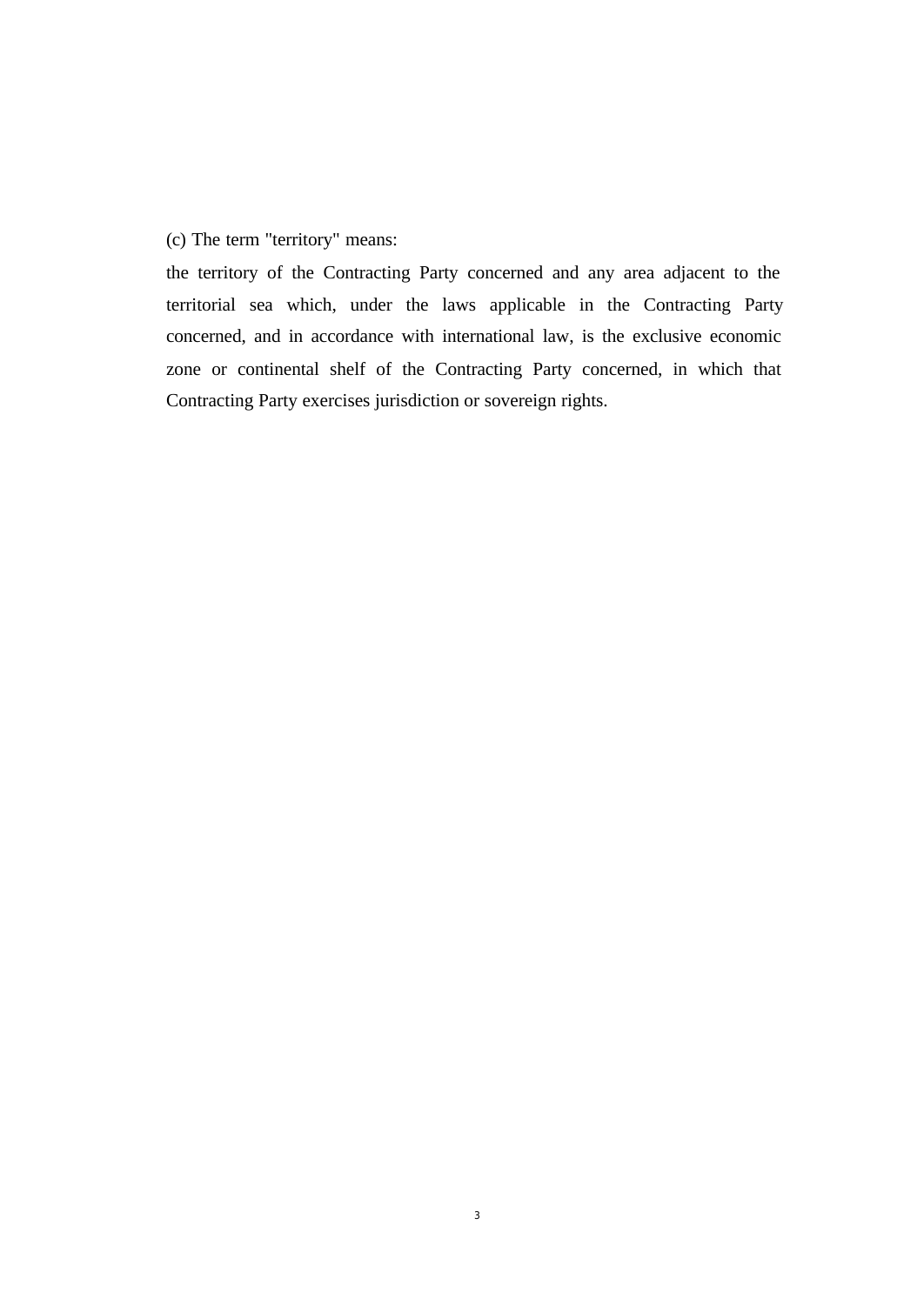(c) The term "territory" means:

the territory of the Contracting Party concerned and any area adjacent to the territorial sea which, under the laws applicable in the Contracting Party concerned, and in accordance with international law, is the exclusive economic zone or continental shelf of the Contracting Party concerned, in which that Contracting Party exercises jurisdiction or sovereign rights.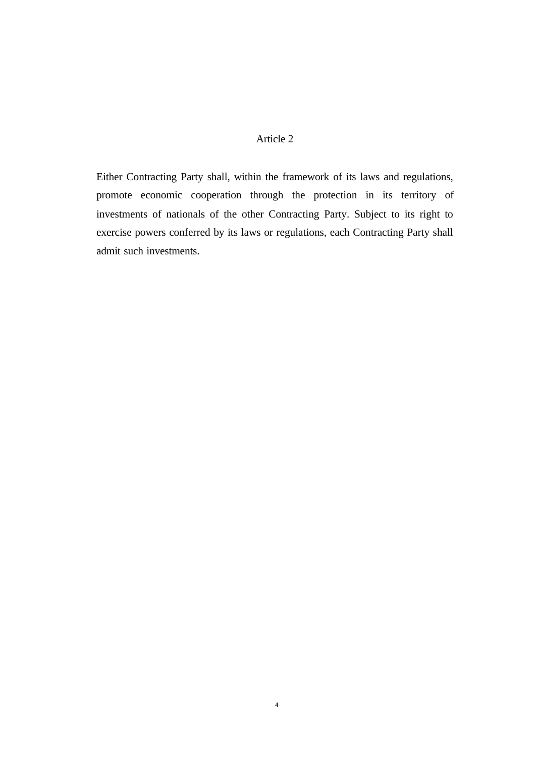## Article 2

Either Contracting Party shall, within the framework of its laws and regulations, promote economic cooperation through the protection in its territory of investments of nationals of the other Contracting Party. Subject to its right to exercise powers conferred by its laws or regulations, each Contracting Party shall admit such investments.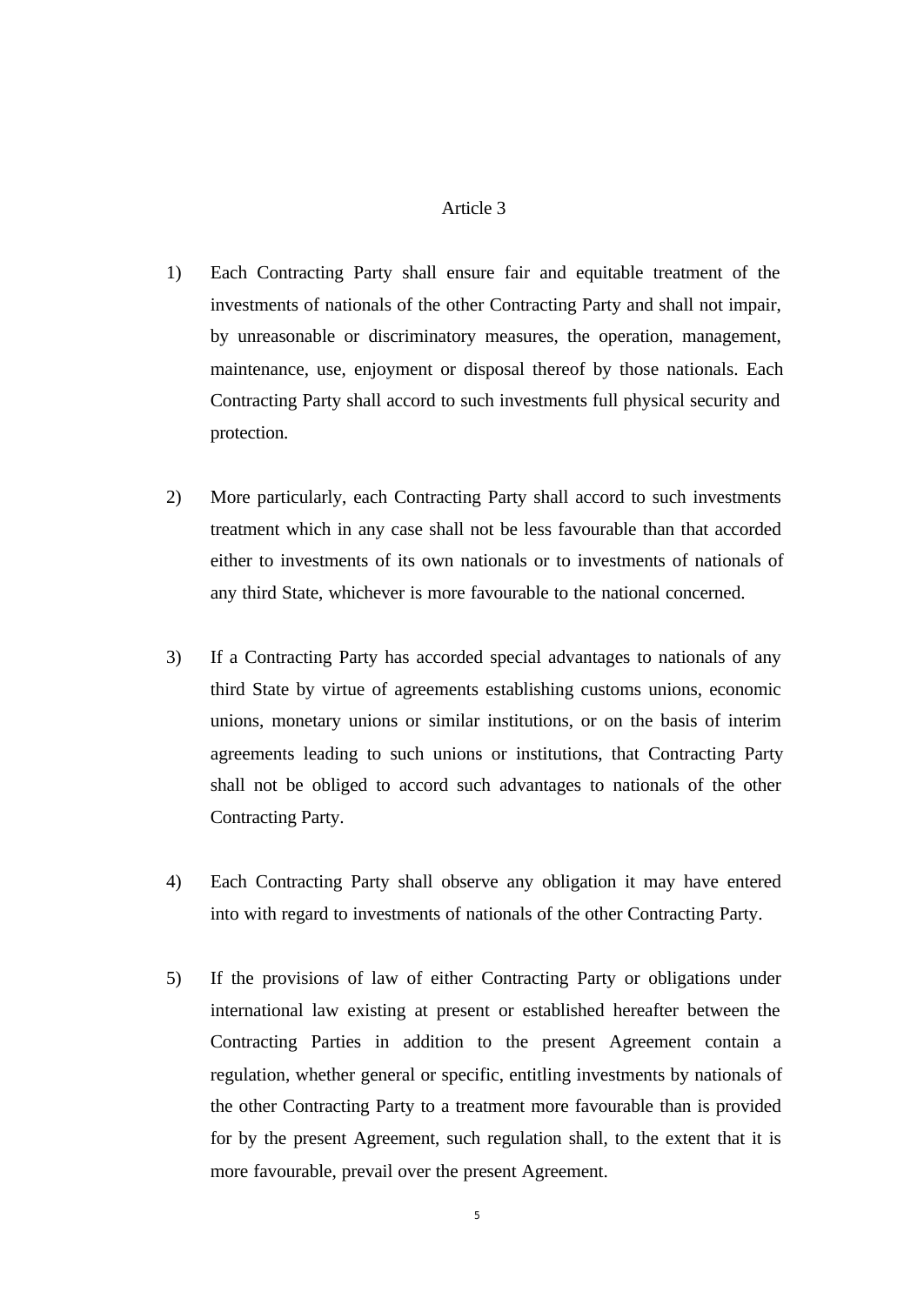## Article 3

1) Each Contracting Party shall ensure fair and equitable treatment of the investments of nationals of the other Contracting Party and shall not impair, by unreasonable or discriminatory measures, the operation, management, maintenance, use, enjoyment or disposal thereof by those nationals. Each Contracting Party shall accord to such investments full physical security and protection.

2) More particularly, each Contracting Party shall accord to such investments treatment which in any case shall not be less favourable than that accorded either to investments of its own nationals or to investments of nationals of any third State, whichever is more favourable to the national concerned.

3) If a Contracting Party has accorded special advantages to nationals of any third State by virtue of agreements establishing customs unions, economic unions, monetary unions or similar institutions, or on the basis of interim agreements leading to such unions or institutions, that Contracting Party shall not be obliged to accord such advantages to nationals of the other Contracting Party.

4) Each Contracting Party shall observe any obligation it may have entered into with regard to investments of nationals of the other Contracting Party.

5) If the provisions of law of either Contracting Party or obligations under international law existing at present or established hereafter between the Contracting Parties in addition to the present Agreement contain a regulation, whether general or specific, entitling investments by nationals of the other Contracting Party to a treatment more favourable than is provided for by the present Agreement, such regulation shall, to the extent that it is more favourable, prevail over the present Agreement.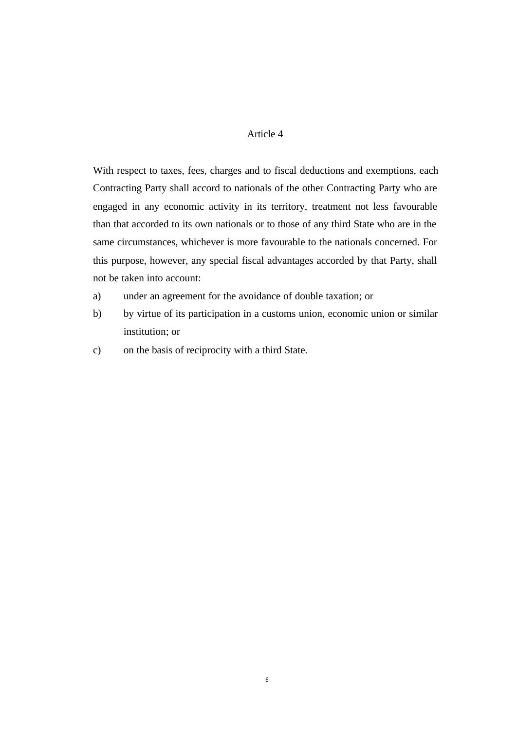## Article 4

With respect to taxes, fees, charges and to fiscal deductions and exemptions, each Contracting Party shall accord to nationals of the other Contracting Party who are engaged in any economic activity in its territory, treatment not less favourable than that accorded to its own nationals or to those of any third State who are in the same circumstances, whichever is more favourable to the nationals concerned. For this purpose, however, any special fiscal advantages accorded by that Party, shall not be taken into account:

a) under an agreement for the avoidance of double taxation; or

b) by virtue of its participation in a customs union, economic union or similar institution; or

c) on the basis of reciprocity with a third State.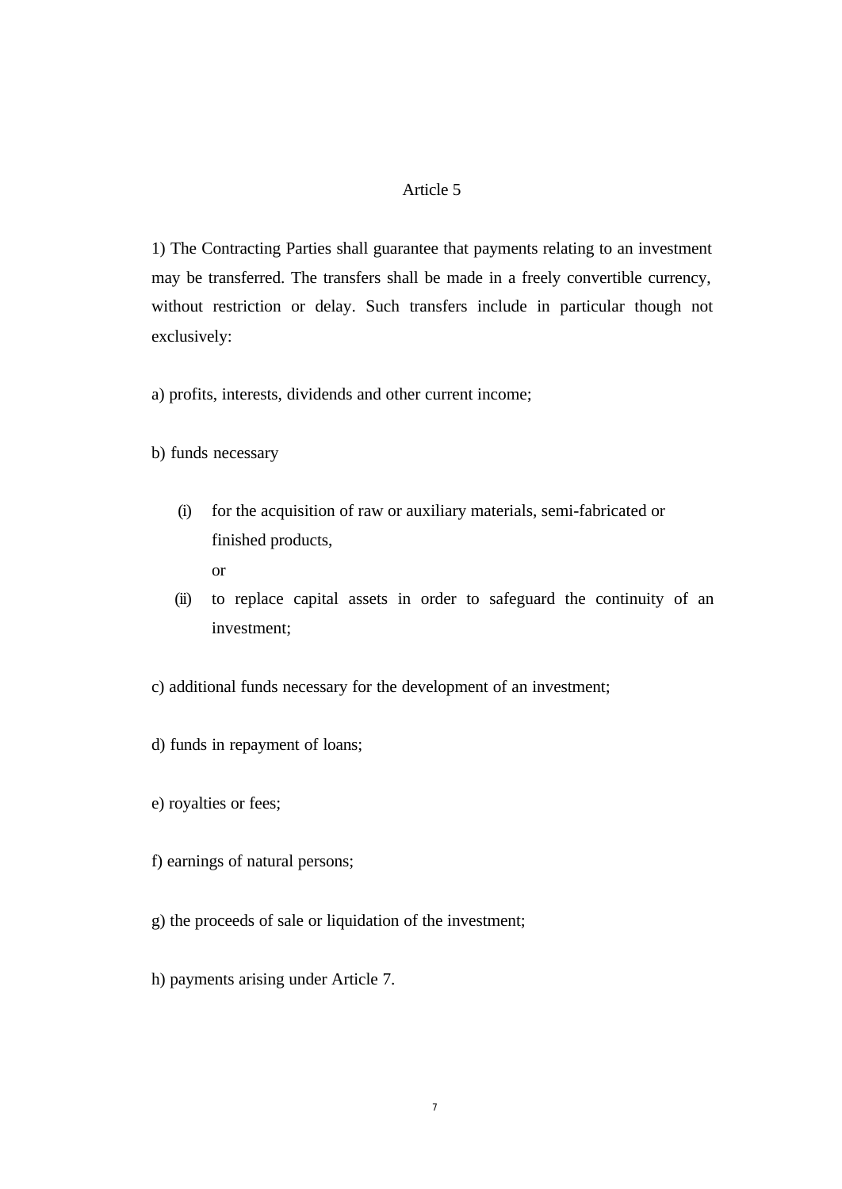### Article 5

1) The Contracting Parties shall guarantee that payments relating to an investment may be transferred. The transfers shall be made in a freely convertible currency, without restriction or delay. Such transfers include in particular though not exclusively:

a) profits, interests, dividends and other current income;

b) funds necessary

(i) for the acquisition of raw or auxiliary materials, semi-fabricated or finished products,
or

(ii) to replace capital assets in order to safeguard the continuity of an investment;

c) additional funds necessary for the development of an investment;

d) funds in repayment of loans;

e) royalties or fees;

f) earnings of natural persons;

g) the proceeds of sale or liquidation of the investment;

h) payments arising under Article 7.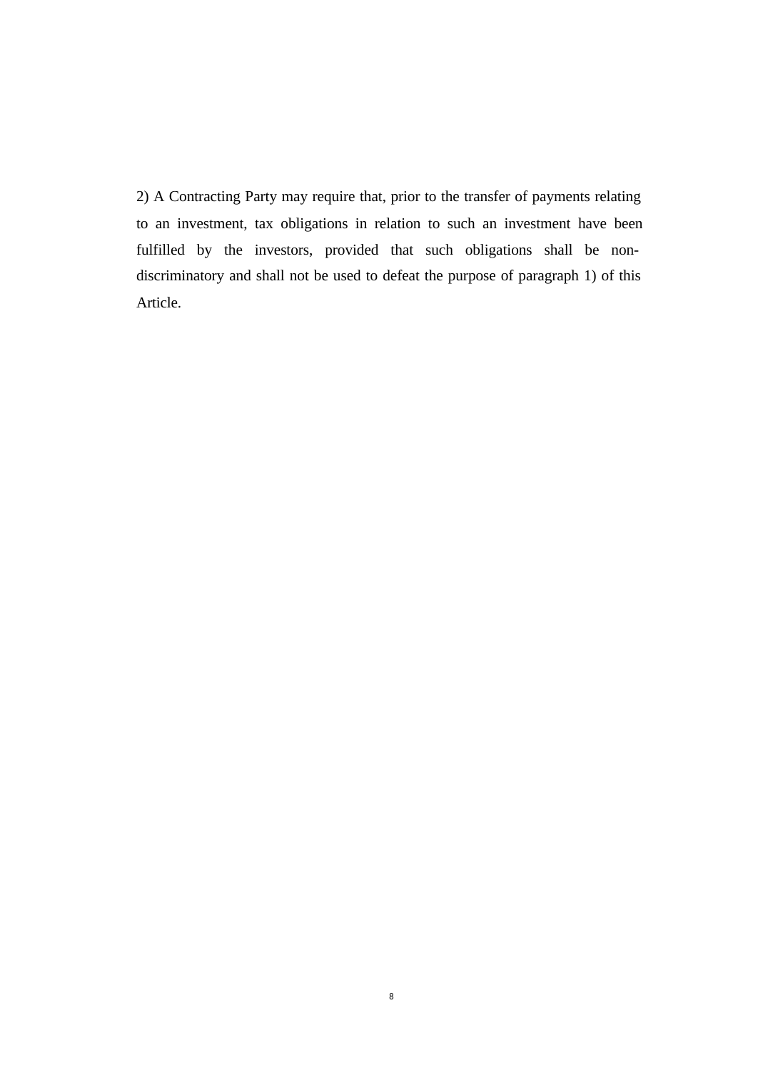2) A Contracting Party may require that, prior to the transfer of payments relating to an investment, tax obligations in relation to such an investment have been fulfilled by the investors, provided that such obligations shall be non-discriminatory and shall not be used to defeat the purpose of paragraph 1) of this Article.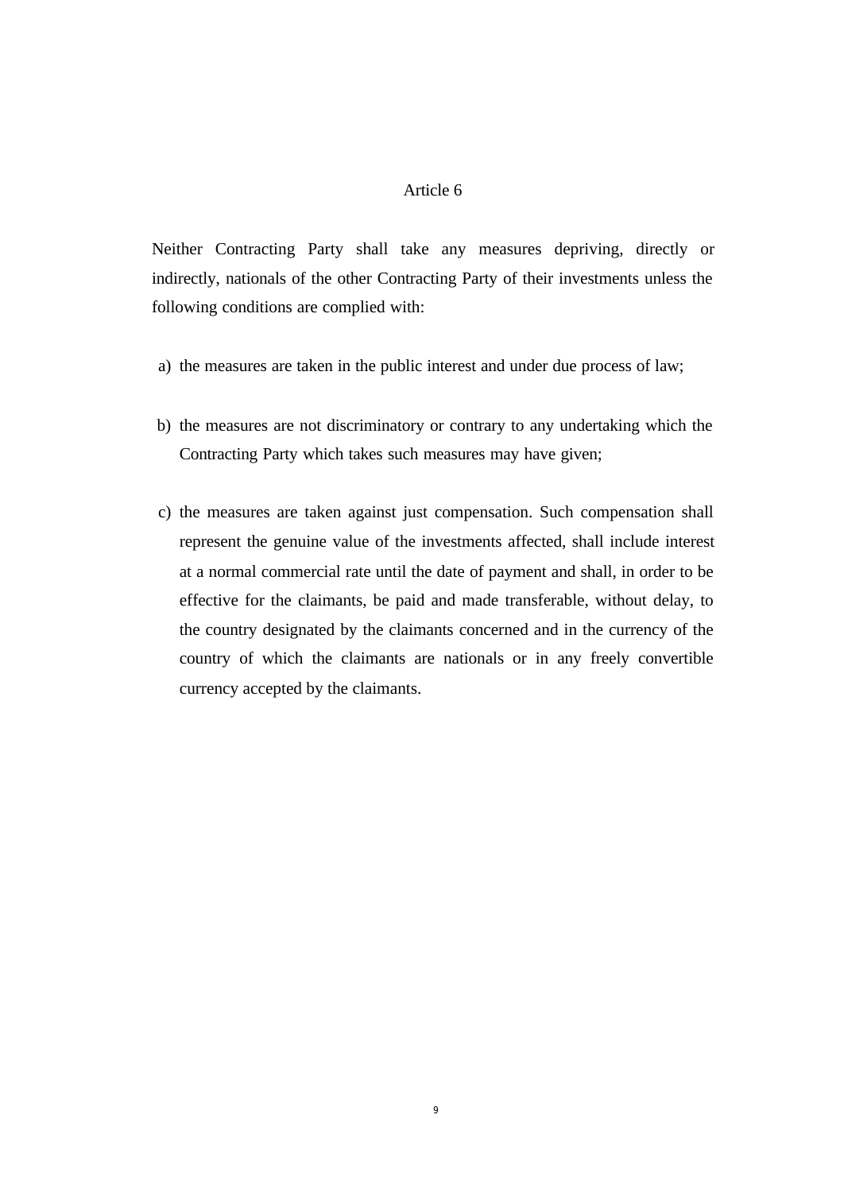## Article 6

Neither Contracting Party shall take any measures depriving, directly or indirectly, nationals of the other Contracting Party of their investments unless the following conditions are complied with:

a) the measures are taken in the public interest and under due process of law;

b) the measures are not discriminatory or contrary to any undertaking which the Contracting Party which takes such measures may have given;

c) the measures are taken against just compensation. Such compensation shall represent the genuine value of the investments affected, shall include interest at a normal commercial rate until the date of payment and shall, in order to be effective for the claimants, be paid and made transferable, without delay, to the country designated by the claimants concerned and in the currency of the country of which the claimants are nationals or in any freely convertible currency accepted by the claimants.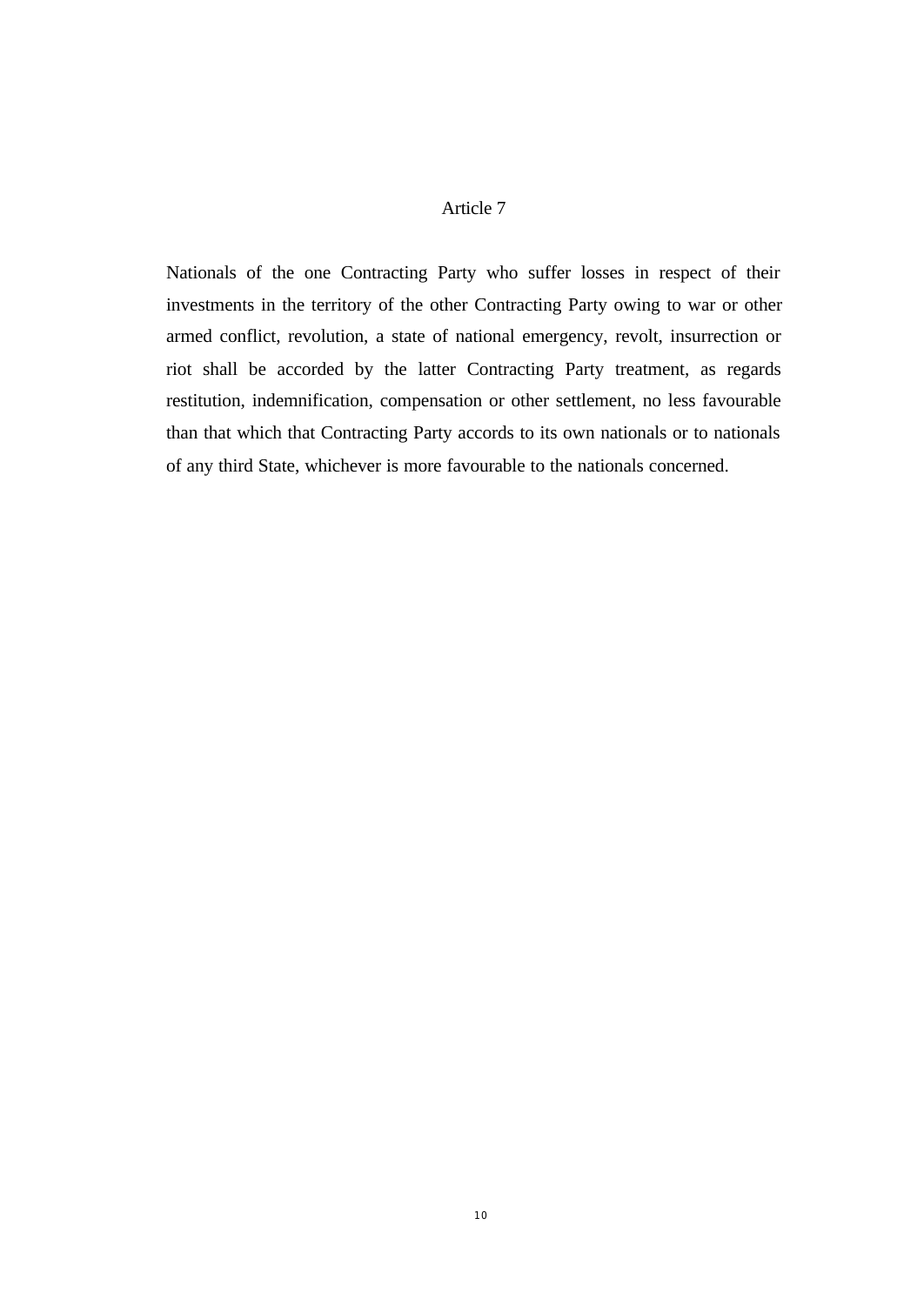## Article 7

Nationals of the one Contracting Party who suffer losses in respect of their investments in the territory of the other Contracting Party owing to war or other armed conflict, revolution, a state of national emergency, revolt, insurrection or riot shall be accorded by the latter Contracting Party treatment, as regards restitution, indemnification, compensation or other settlement, no less favourable than that which that Contracting Party accords to its own nationals or to nationals of any third State, whichever is more favourable to the nationals concerned.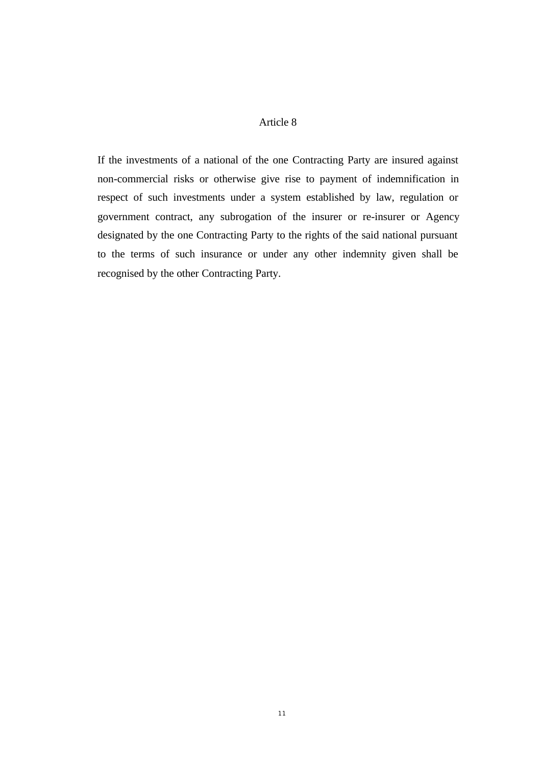## Article 8

If the investments of a national of the one Contracting Party are insured against non-commercial risks or otherwise give rise to payment of indemnification in respect of such investments under a system established by law, regulation or government contract, any subrogation of the insurer or re-insurer or Agency designated by the one Contracting Party to the rights of the said national pursuant to the terms of such insurance or under any other indemnity given shall be recognised by the other Contracting Party.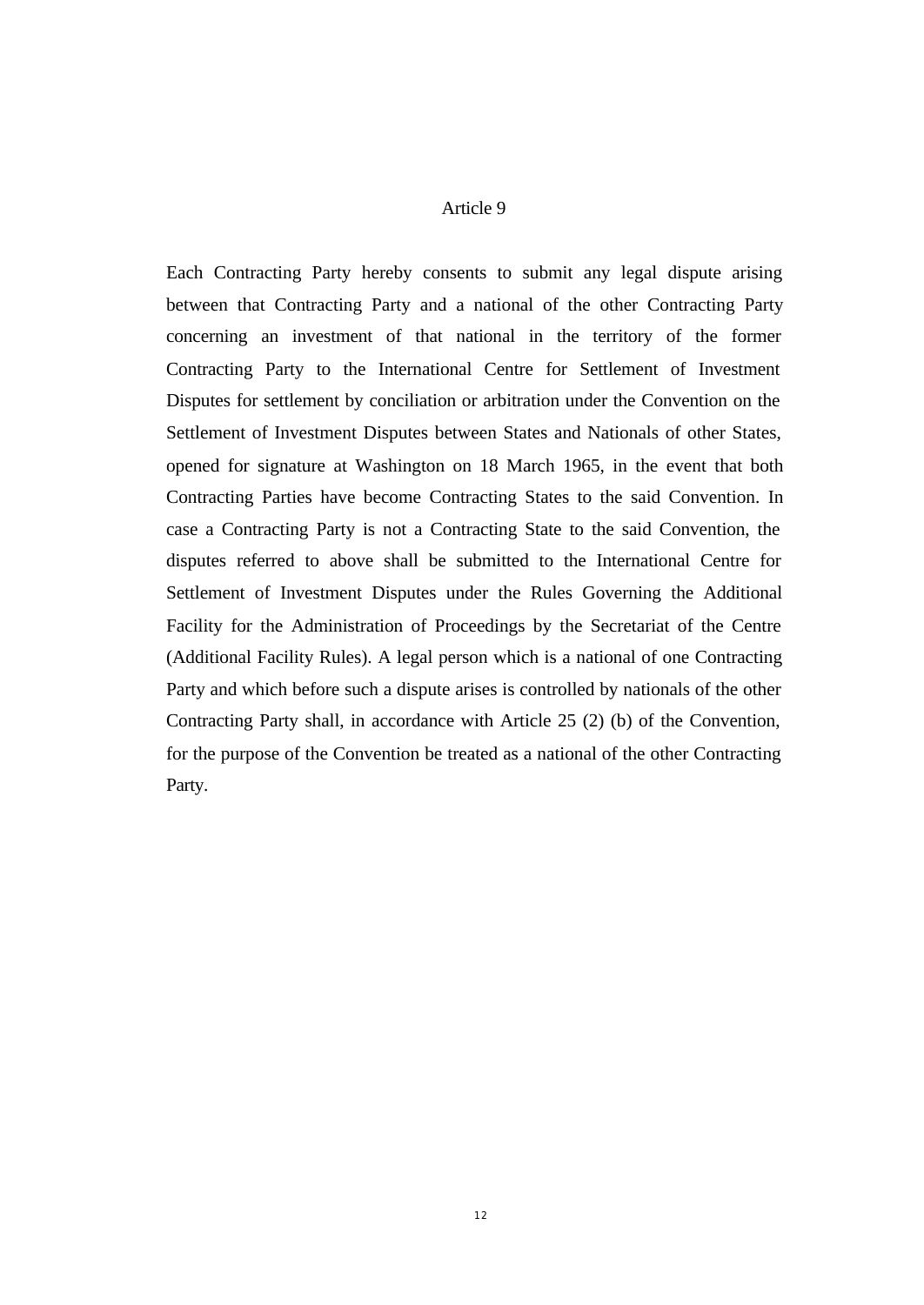## Article 9

Each Contracting Party hereby consents to submit any legal dispute arising between that Contracting Party and a national of the other Contracting Party concerning an investment of that national in the territory of the former Contracting Party to the International Centre for Settlement of Investment Disputes for settlement by conciliation or arbitration under the Convention on the Settlement of Investment Disputes between States and Nationals of other States, opened for signature at Washington on 18 March 1965, in the event that both Contracting Parties have become Contracting States to the said Convention. In case a Contracting Party is not a Contracting State to the said Convention, the disputes referred to above shall be submitted to the International Centre for Settlement of Investment Disputes under the Rules Governing the Additional Facility for the Administration of Proceedings by the Secretariat of the Centre (Additional Facility Rules). A legal person which is a national of one Contracting Party and which before such a dispute arises is controlled by nationals of the other Contracting Party shall, in accordance with Article 25 (2) (b) of the Convention, for the purpose of the Convention be treated as a national of the other Contracting Party.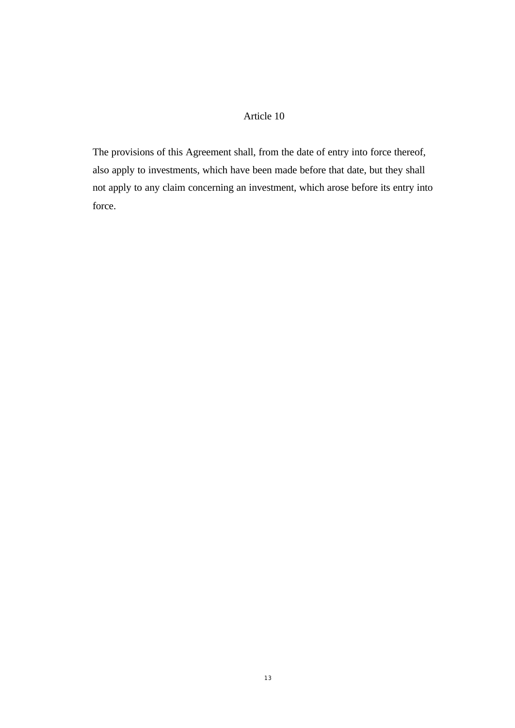## Article 10

The provisions of this Agreement shall, from the date of entry into force thereof, also apply to investments, which have been made before that date, but they shall not apply to any claim concerning an investment, which arose before its entry into force.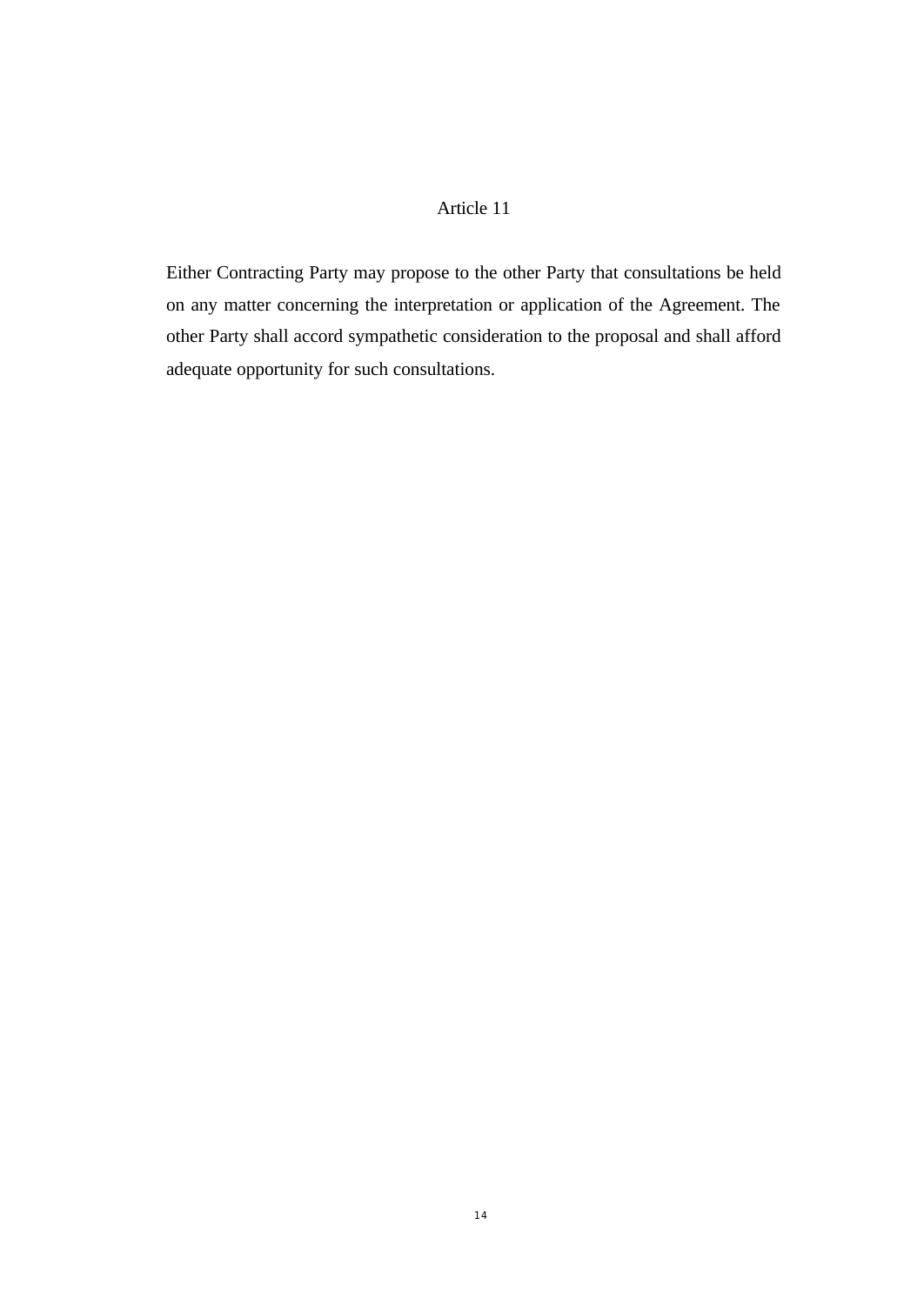## Article 11

Either Contracting Party may propose to the other Party that consultations be held on any matter concerning the interpretation or application of the Agreement. The other Party shall accord sympathetic consideration to the proposal and shall afford adequate opportunity for such consultations.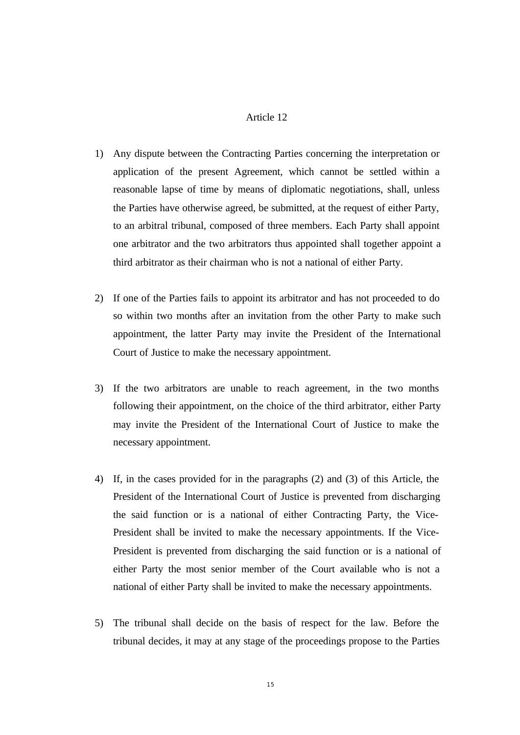Article 12

1) Any dispute between the Contracting Parties concerning the interpretation or application of the present Agreement, which cannot be settled within a reasonable lapse of time by means of diplomatic negotiations, shall, unless the Parties have otherwise agreed, be submitted, at the request of either Party, to an arbitral tribunal, composed of three members. Each Party shall appoint one arbitrator and the two arbitrators thus appointed shall together appoint a third arbitrator as their chairman who is not a national of either Party.

2) If one of the Parties fails to appoint its arbitrator and has not proceeded to do so within two months after an invitation from the other Party to make such appointment, the latter Party may invite the President of the International Court of Justice to make the necessary appointment.

3) If the two arbitrators are unable to reach agreement, in the two months following their appointment, on the choice of the third arbitrator, either Party may invite the President of the International Court of Justice to make the necessary appointment.

4) If, in the cases provided for in the paragraphs (2) and (3) of this Article, the President of the International Court of Justice is prevented from discharging the said function or is a national of either Contracting Party, the Vice-President shall be invited to make the necessary appointments. If the Vice-President is prevented from discharging the said function or is a national of either Party the most senior member of the Court available who is not a national of either Party shall be invited to make the necessary appointments.

5) The tribunal shall decide on the basis of respect for the law. Before the tribunal decides, it may at any stage of the proceedings propose to the Parties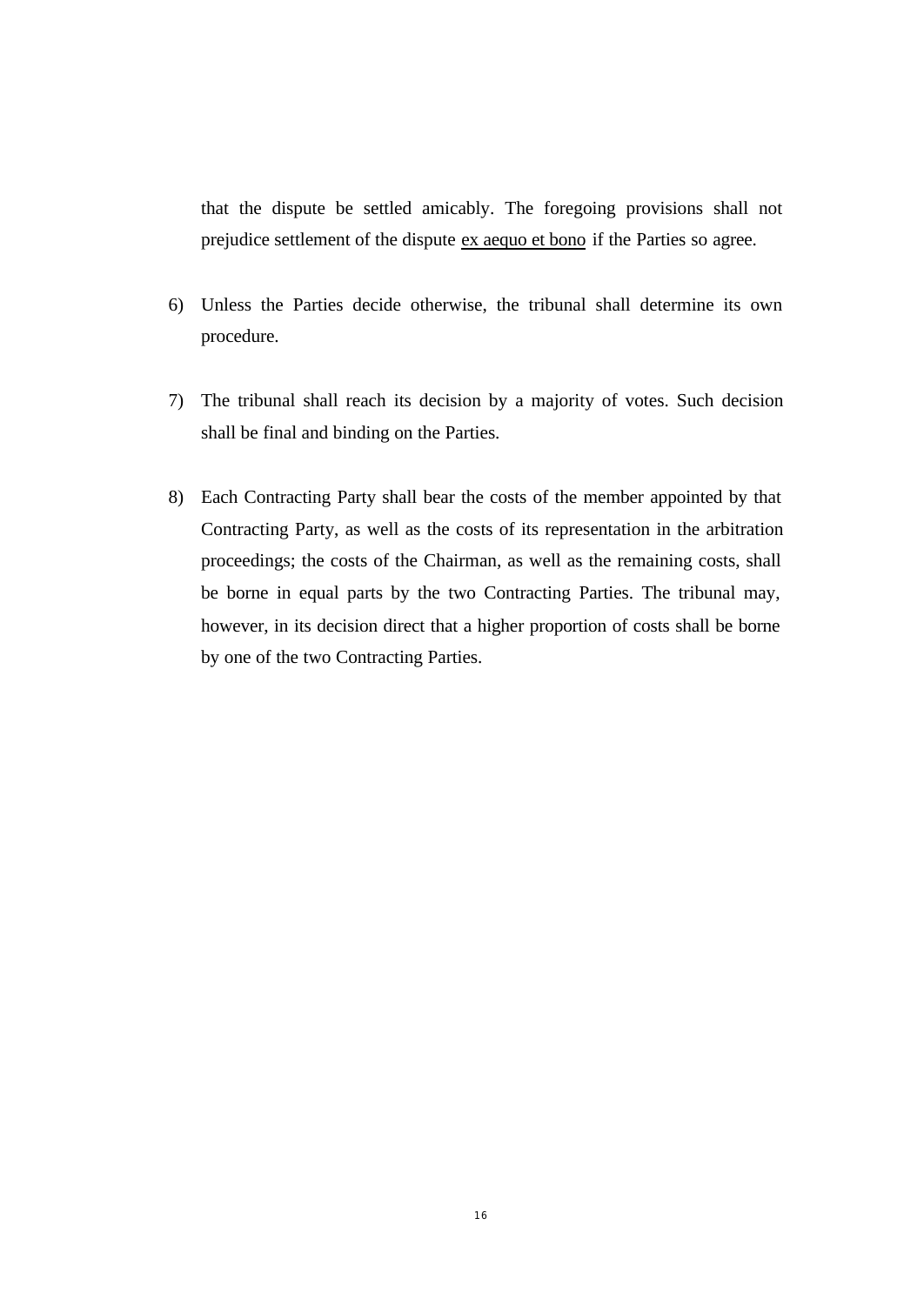that the dispute be settled amicably. The foregoing provisions shall not prejudice settlement of the dispute <u>ex aequo et bono</u> if the Parties so agree.

6) Unless the Parties decide otherwise, the tribunal shall determine its own procedure.

7) The tribunal shall reach its decision by a majority of votes. Such decision shall be final and binding on the Parties.

8) Each Contracting Party shall bear the costs of the member appointed by that Contracting Party, as well as the costs of its representation in the arbitration proceedings; the costs of the Chairman, as well as the remaining costs, shall be borne in equal parts by the two Contracting Parties. The tribunal may, however, in its decision direct that a higher proportion of costs shall be borne by one of the two Contracting Parties.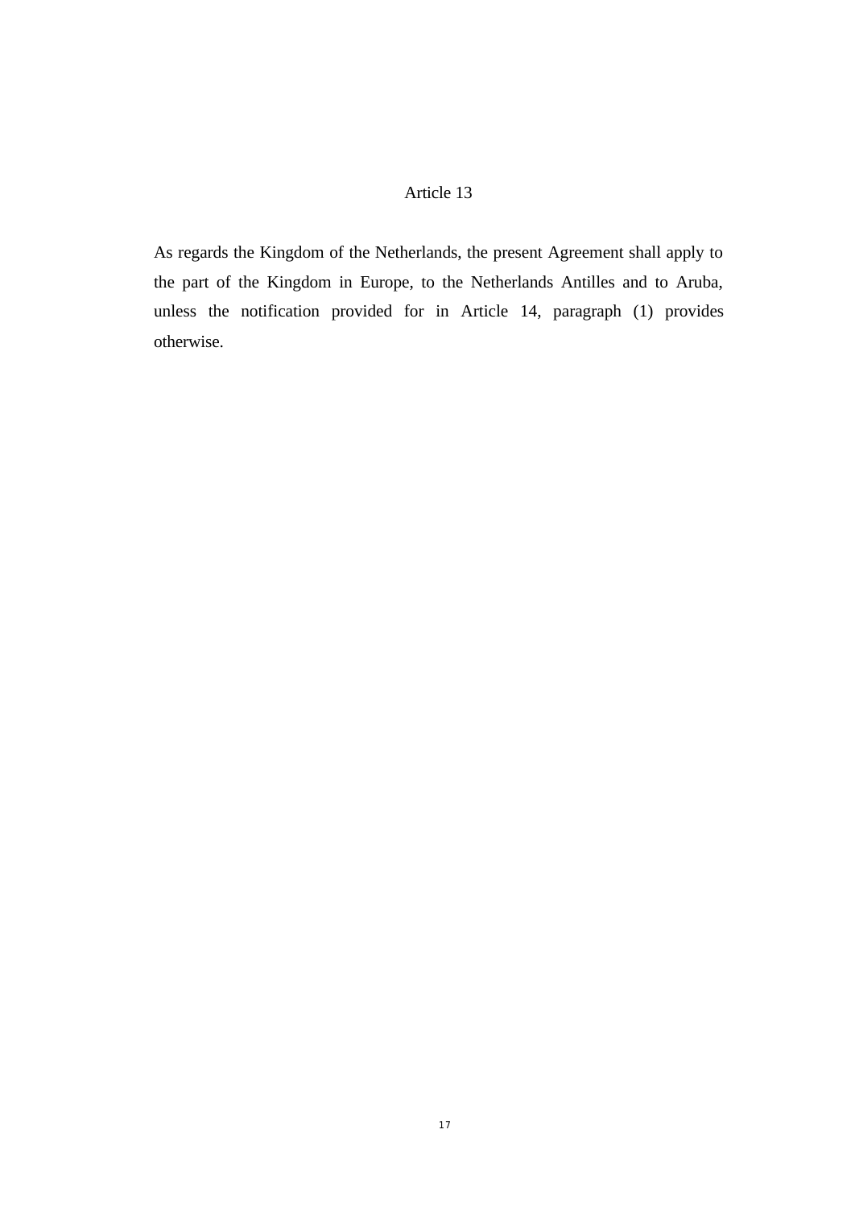## Article 13

As regards the Kingdom of the Netherlands, the present Agreement shall apply to the part of the Kingdom in Europe, to the Netherlands Antilles and to Aruba, unless the notification provided for in Article 14, paragraph (1) provides otherwise.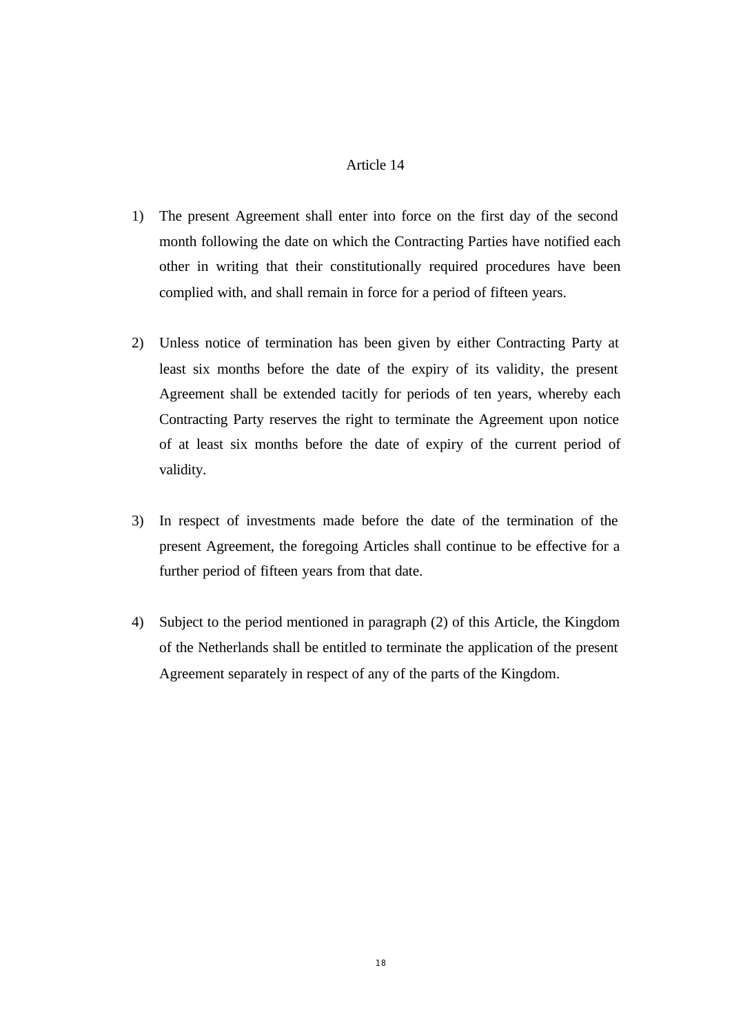## Article 14

1) The present Agreement shall enter into force on the first day of the second month following the date on which the Contracting Parties have notified each other in writing that their constitutionally required procedures have been complied with, and shall remain in force for a period of fifteen years.

2) Unless notice of termination has been given by either Contracting Party at least six months before the date of the expiry of its validity, the present Agreement shall be extended tacitly for periods of ten years, whereby each Contracting Party reserves the right to terminate the Agreement upon notice of at least six months before the date of expiry of the current period of validity.

3) In respect of investments made before the date of the termination of the present Agreement, the foregoing Articles shall continue to be effective for a further period of fifteen years from that date.

4) Subject to the period mentioned in paragraph (2) of this Article, the Kingdom of the Netherlands shall be entitled to terminate the application of the present Agreement separately in respect of any of the parts of the Kingdom.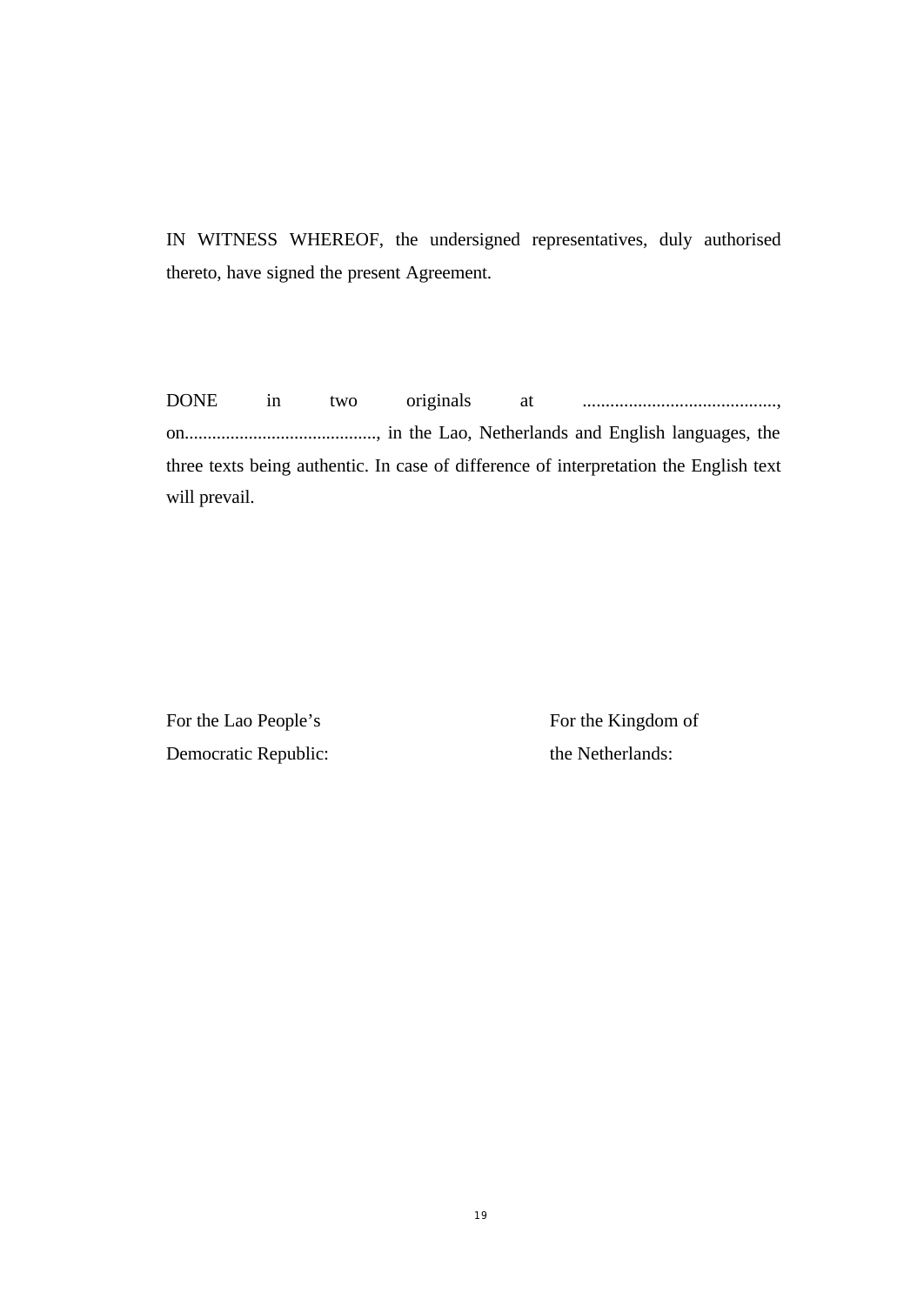IN WITNESS WHEREOF, the undersigned representatives, duly authorised thereto, have signed the present Agreement.

DONE in two originals at .........................................., on.........................................., in the Lao, Netherlands and English languages, the three texts being authentic. In case of difference of interpretation the English text will prevail.

| | |
|---|---|
| For the Lao People's Democratic Republic: | For the Kingdom of the Netherlands: |